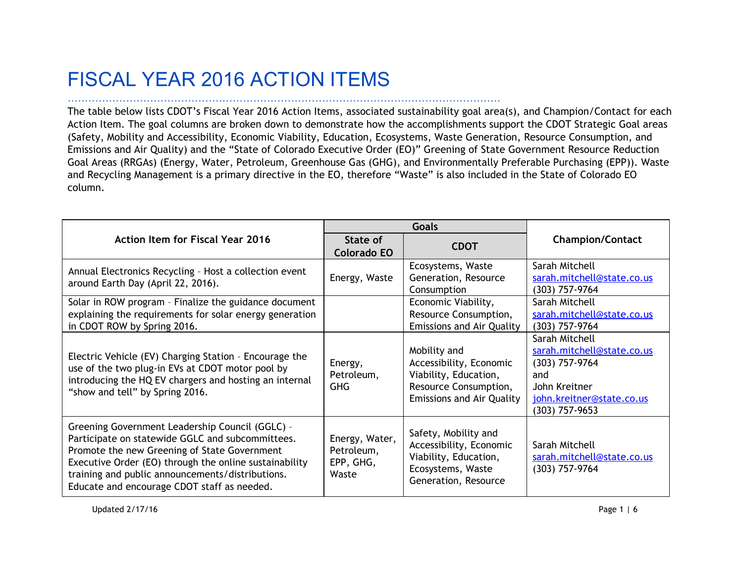# FISCAL YEAR 2016 ACTION ITEMS

The table below lists CDOT's Fiscal Year 2016 Action Items, associated sustainability goal area(s), and Champion/Contact for each Action Item. The goal columns are broken down to demonstrate how the accomplishments support the CDOT Strategic Goal areas (Safety, Mobility and Accessibility, Economic Viability, Education, Ecosystems, Waste Generation, Resource Consumption, and Emissions and Air Quality) and the "State of Colorado Executive Order (EO)" Greening of State Government Resource Reduction Goal Areas (RRGAs) (Energy, Water, Petroleum, Greenhouse Gas (GHG), and Environmentally Preferable Purchasing (EPP)). Waste and Recycling Management is a primary directive in the EO, therefore "Waste" is also included in the State of Colorado EO column.

| Action Item for Fiscal Year 2016 | Goals | | Champion/Contact |
|---|---|---|---|
| | State of Colorado EO | CDOT | |
| Annual Electronics Recycling – Host a collection event around Earth Day (April 22, 2016). | Energy, Waste | Ecosystems, Waste Generation, Resource Consumption | Sarah Mitchell sarah.mitchell@state.co.us (303) 757-9764 |
| Solar in ROW program – Finalize the guidance document explaining the requirements for solar energy generation in CDOT ROW by Spring 2016. | | Economic Viability, Resource Consumption, Emissions and Air Quality | Sarah Mitchell sarah.mitchell@state.co.us (303) 757-9764 |
| Electric Vehicle (EV) Charging Station – Encourage the use of the two plug-in EVs at CDOT motor pool by introducing the HQ EV chargers and hosting an internal "show and tell" by Spring 2016. | Energy, Petroleum, GHG | Mobility and Accessibility, Economic Viability, Education, Resource Consumption, Emissions and Air Quality | Sarah Mitchell sarah.mitchell@state.co.us (303) 757-9764 and John Kreitner john.kreitner@state.co.us (303) 757-9653 |
| Greening Government Leadership Council (GGLC) – Participate on statewide GGLC and subcommittees. Promote the new Greening of State Government Executive Order (EO) through the online sustainability training and public announcements/distributions. Educate and encourage CDOT staff as needed. | Energy, Water, Petroleum, EPP, GHG, Waste | Safety, Mobility and Accessibility, Economic Viability, Education, Ecosystems, Waste Generation, Resource | Sarah Mitchell sarah.mitchell@state.co.us (303) 757-9764 |

Updated 2/17/16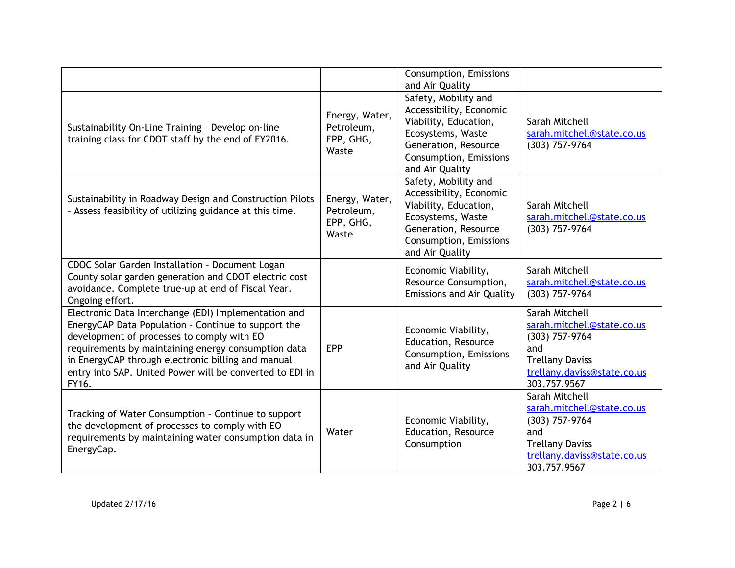| | | | |
|---|---|---|---|
| | | Consumption, Emissions and Air Quality | |
| Sustainability On-Line Training – Develop on-line training class for CDOT staff by the end of FY2016. | Energy, Water, Petroleum, EPP, GHG, Waste | Safety, Mobility and Accessibility, Economic Viability, Education, Ecosystems, Waste Generation, Resource Consumption, Emissions and Air Quality | Sarah Mitchell<br>sarah.mitchell@state.co.us<br>(303) 757-9764 |
| Sustainability in Roadway Design and Construction Pilots – Assess feasibility of utilizing guidance at this time. | Energy, Water, Petroleum, EPP, GHG, Waste | Safety, Mobility and Accessibility, Economic Viability, Education, Ecosystems, Waste Generation, Resource Consumption, Emissions and Air Quality | Sarah Mitchell<br>sarah.mitchell@state.co.us<br>(303) 757-9764 |
| CDOC Solar Garden Installation – Document Logan County solar garden generation and CDOT electric cost avoidance. Complete true-up at end of Fiscal Year. Ongoing effort. | | Economic Viability, Resource Consumption, Emissions and Air Quality | Sarah Mitchell<br>sarah.mitchell@state.co.us<br>(303) 757-9764 |
| Electronic Data Interchange (EDI) Implementation and EnergyCAP Data Population – Continue to support the development of processes to comply with EO requirements by maintaining energy consumption data in EnergyCAP through electronic billing and manual entry into SAP. United Power will be converted to EDI in FY16. | EPP | Economic Viability, Education, Resource Consumption, Emissions and Air Quality | Sarah Mitchell<br>sarah.mitchell@state.co.us<br>(303) 757-9764<br>and<br>Trellany Daviss<br>trellany.daviss@state.co.us<br>303.757.9567 |
| Tracking of Water Consumption – Continue to support the development of processes to comply with EO requirements by maintaining water consumption data in EnergyCap. | Water | Economic Viability, Education, Resource Consumption | Sarah Mitchell<br>sarah.mitchell@state.co.us<br>(303) 757-9764<br>and<br>Trellany Daviss<br>trellany.daviss@state.co.us<br>303.757.9567 |

Updated 2/17/16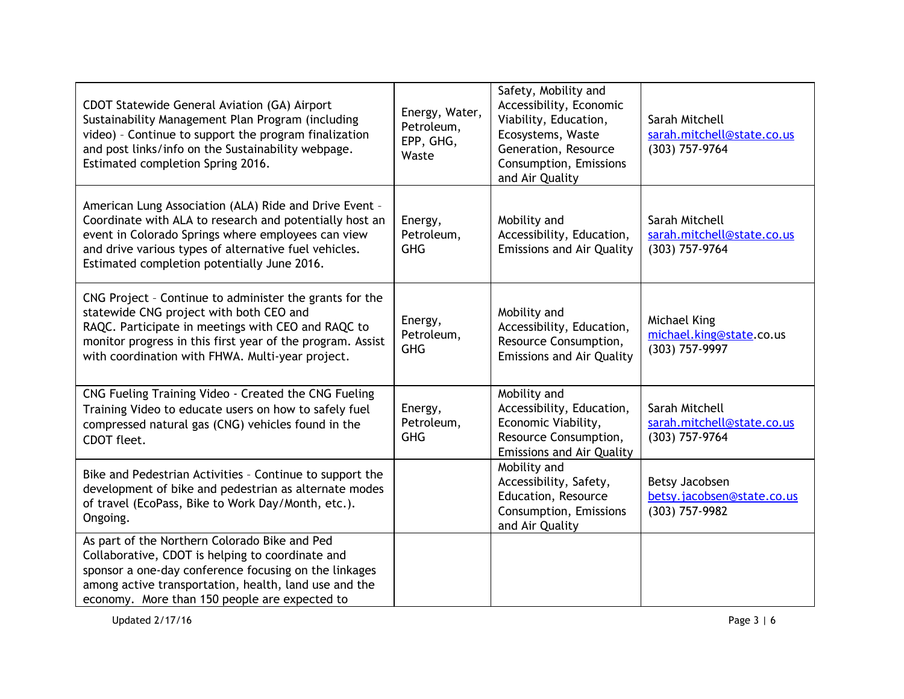| | | | |
|---|---|---|---|
| CDOT Statewide General Aviation (GA) Airport Sustainability Management Plan Program (including video) – Continue to support the program finalization and post links/info on the Sustainability webpage. Estimated completion Spring 2016. | Energy, Water, Petroleum, EPP, GHG, Waste | Safety, Mobility and Accessibility, Economic Viability, Education, Ecosystems, Waste Generation, Resource Consumption, Emissions and Air Quality | Sarah Mitchell sarah.mitchell@state.co.us (303) 757-9764 |
| American Lung Association (ALA) Ride and Drive Event – Coordinate with ALA to research and potentially host an event in Colorado Springs where employees can view and drive various types of alternative fuel vehicles. Estimated completion potentially June 2016. | Energy, Petroleum, GHG | Mobility and Accessibility, Education, Emissions and Air Quality | Sarah Mitchell sarah.mitchell@state.co.us (303) 757-9764 |
| CNG Project – Continue to administer the grants for the statewide CNG project with both CEO and RAQC. Participate in meetings with CEO and RAQC to monitor progress in this first year of the program. Assist with coordination with FHWA. Multi-year project. | Energy, Petroleum, GHG | Mobility and Accessibility, Education, Resource Consumption, Emissions and Air Quality | Michael King michael.king@state.co.us (303) 757-9997 |
| CNG Fueling Training Video - Created the CNG Fueling Training Video to educate users on how to safely fuel compressed natural gas (CNG) vehicles found in the CDOT fleet. | Energy, Petroleum, GHG | Mobility and Accessibility, Education, Economic Viability, Resource Consumption, Emissions and Air Quality | Sarah Mitchell sarah.mitchell@state.co.us (303) 757-9764 |
| Bike and Pedestrian Activities – Continue to support the development of bike and pedestrian as alternate modes of travel (EcoPass, Bike to Work Day/Month, etc.). Ongoing. | | Mobility and Accessibility, Safety, Education, Resource Consumption, Emissions and Air Quality | Betsy Jacobsen betsy.jacobsen@state.co.us (303) 757-9982 |
| As part of the Northern Colorado Bike and Ped Collaborative, CDOT is helping to coordinate and sponsor a one-day conference focusing on the linkages among active transportation, health, land use and the economy. More than 150 people are expected to | | | |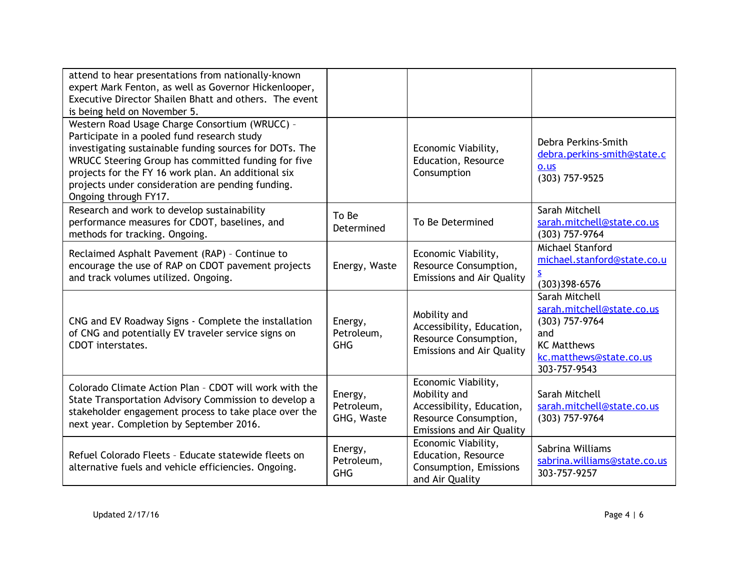| | | | |
|---|---|---|---|
| attend to hear presentations from nationally-known expert Mark Fenton, as well as Governor Hickenlooper, Executive Director Shailen Bhatt and others. The event is being held on November 5. | | | |
| Western Road Usage Charge Consortium (WRUCC) – Participate in a pooled fund research study investigating sustainable funding sources for DOTs. The WRUCC Steering Group has committed funding for five projects for the FY 16 work plan. An additional six projects under consideration are pending funding. Ongoing through FY17. | | Economic Viability, Education, Resource Consumption | Debra Perkins-Smith debra.perkins-smith@state.co.us (303) 757-9525 |
| Research and work to develop sustainability performance measures for CDOT, baselines, and methods for tracking. Ongoing. | To Be Determined | To Be Determined | Sarah Mitchell sarah.mitchell@state.co.us (303) 757-9764 |
| Reclaimed Asphalt Pavement (RAP) – Continue to encourage the use of RAP on CDOT pavement projects and track volumes utilized. Ongoing. | Energy, Waste | Economic Viability, Resource Consumption, Emissions and Air Quality | Michael Stanford michael.stanford@state.co.us (303)398-6576 |
| CNG and EV Roadway Signs - Complete the installation of CNG and potentially EV traveler service signs on CDOT interstates. | Energy, Petroleum, GHG | Mobility and Accessibility, Education, Resource Consumption, Emissions and Air Quality | Sarah Mitchell sarah.mitchell@state.co.us (303) 757-9764 and KC Matthews kc.matthews@state.co.us 303-757-9543 |
| Colorado Climate Action Plan – CDOT will work with the State Transportation Advisory Commission to develop a stakeholder engagement process to take place over the next year. Completion by September 2016. | Energy, Petroleum, GHG, Waste | Economic Viability, Mobility and Accessibility, Education, Resource Consumption, Emissions and Air Quality | Sarah Mitchell sarah.mitchell@state.co.us (303) 757-9764 |
| Refuel Colorado Fleets – Educate statewide fleets on alternative fuels and vehicle efficiencies. Ongoing. | Energy, Petroleum, GHG | Economic Viability, Education, Resource Consumption, Emissions and Air Quality | Sabrina Williams sabrina.williams@state.co.us 303-757-9257 |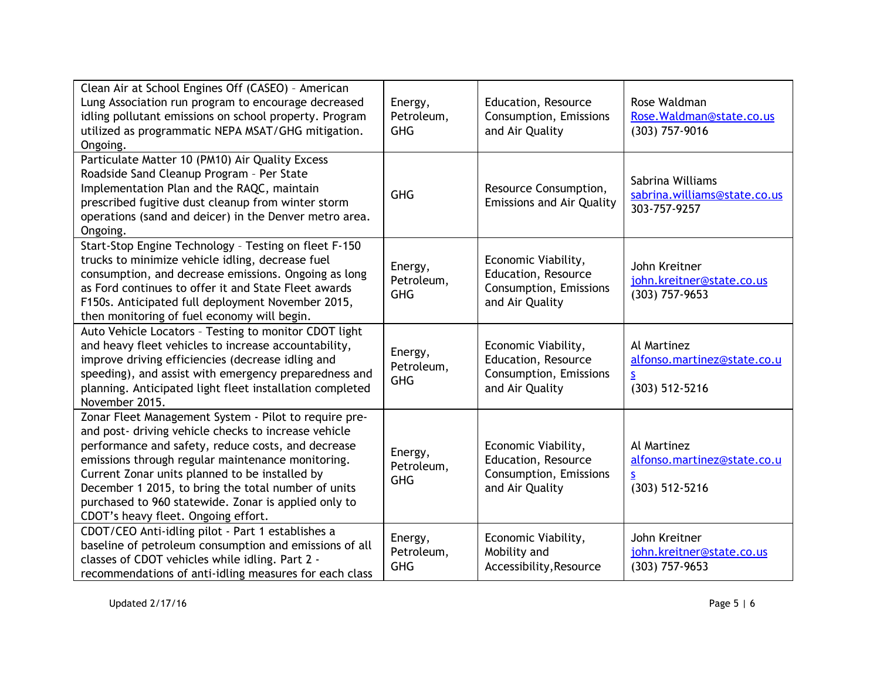| | | | |
|---|---|---|---|
| Clean Air at School Engines Off (CASEO) – American Lung Association run program to encourage decreased idling pollutant emissions on school property. Program utilized as programmatic NEPA MSAT/GHG mitigation. Ongoing. | Energy, Petroleum, GHG | Education, Resource Consumption, Emissions and Air Quality | Rose Waldman Rose.Waldman@state.co.us (303) 757-9016 |
| Particulate Matter 10 (PM10) Air Quality Excess Roadside Sand Cleanup Program – Per State Implementation Plan and the RAQC, maintain prescribed fugitive dust cleanup from winter storm operations (sand and deicer) in the Denver metro area. Ongoing. | GHG | Resource Consumption, Emissions and Air Quality | Sabrina Williams sabrina.williams@state.co.us 303-757-9257 |
| Start-Stop Engine Technology – Testing on fleet F-150 trucks to minimize vehicle idling, decrease fuel consumption, and decrease emissions. Ongoing as long as Ford continues to offer it and State Fleet awards F150s. Anticipated full deployment November 2015, then monitoring of fuel economy will begin. | Energy, Petroleum, GHG | Economic Viability, Education, Resource Consumption, Emissions and Air Quality | John Kreitner john.kreitner@state.co.us (303) 757-9653 |
| Auto Vehicle Locators – Testing to monitor CDOT light and heavy fleet vehicles to increase accountability, improve driving efficiencies (decrease idling and speeding), and assist with emergency preparedness and planning. Anticipated light fleet installation completed November 2015. | Energy, Petroleum, GHG | Economic Viability, Education, Resource Consumption, Emissions and Air Quality | Al Martinez alfonso.martinez@state.co.us (303) 512-5216 |
| Zonar Fleet Management System - Pilot to require pre- and post- driving vehicle checks to increase vehicle performance and safety, reduce costs, and decrease emissions through regular maintenance monitoring. Current Zonar units planned to be installed by December 1 2015, to bring the total number of units purchased to 960 statewide. Zonar is applied only to CDOT's heavy fleet. Ongoing effort. | Energy, Petroleum, GHG | Economic Viability, Education, Resource Consumption, Emissions and Air Quality | Al Martinez alfonso.martinez@state.co.us (303) 512-5216 |
| CDOT/CEO Anti-idling pilot - Part 1 establishes a baseline of petroleum consumption and emissions of all classes of CDOT vehicles while idling. Part 2 - recommendations of anti-idling measures for each class | Energy, Petroleum, GHG | Economic Viability, Mobility and Accessibility, Resource | John Kreitner john.kreitner@state.co.us (303) 757-9653 |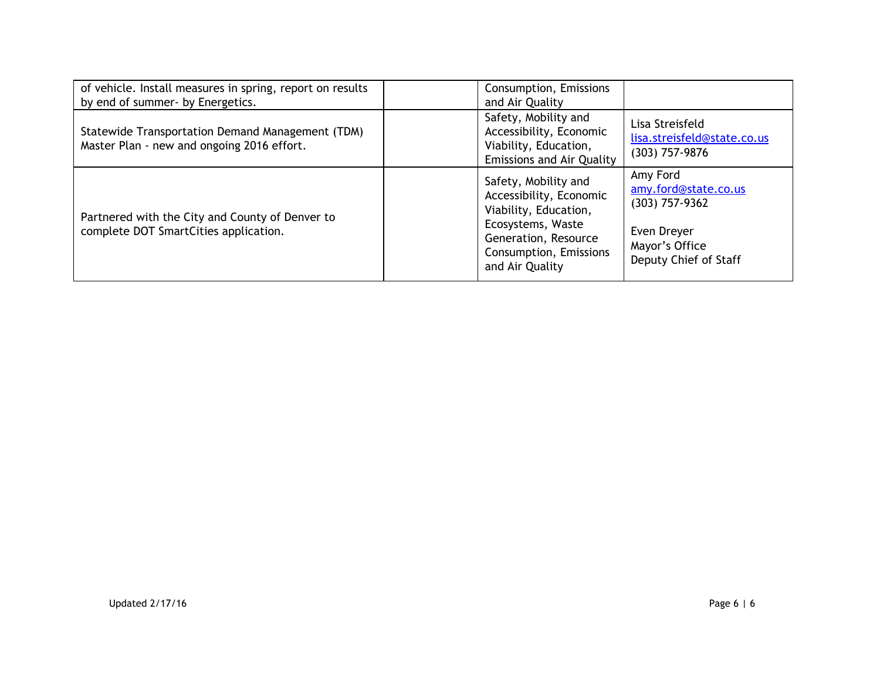| | | | |
|---|---|---|---|
| of vehicle. Install measures in spring, report on results by end of summer- by Energetics. | | Consumption, Emissions and Air Quality | |
| Statewide Transportation Demand Management (TDM) Master Plan - new and ongoing 2016 effort. | | Safety, Mobility and Accessibility, Economic Viability, Education, Emissions and Air Quality | Lisa Streisfeld<br>lisa.streisfeld@state.co.us<br>(303) 757-9876 |
| Partnered with the City and County of Denver to complete DOT SmartCities application. | | Safety, Mobility and Accessibility, Economic Viability, Education, Ecosystems, Waste Generation, Resource Consumption, Emissions and Air Quality | Amy Ford<br>amy.ford@state.co.us<br>(303) 757-9362<br><br>Even Dreyer<br>Mayor's Office<br>Deputy Chief of Staff |

Updated 2/17/16